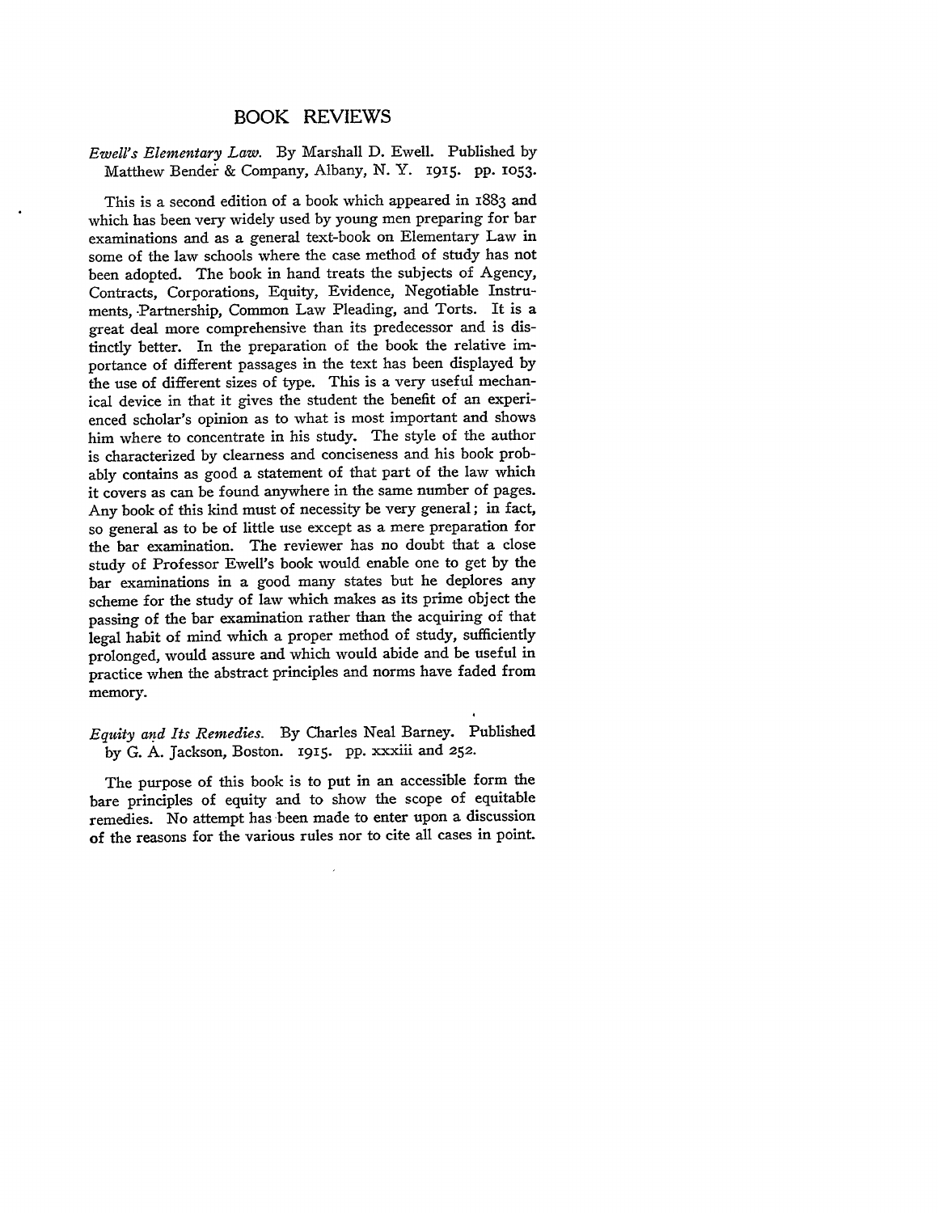# BOOK REVIEWS

*Ewell's Elementary Law.* By Marshall D. Ewell. Published by Matthew Bender & Company, Albany, N. Y. 1915. pp. 1053.

This is a second edition of a book which appeared in 1883 and which has been very widely used by young men preparing for bar examinations and as a general text-book on Elementary Law in some of the law schools where the case method of study has not been adopted. The book in hand treats the subjects of Agency, Contracts, Corporations, Equity, Evidence, Negotiable Instruments, Partnership, Common Law Pleading, and Torts. It is a great deal more comprehensive than its predecessor and is distinctly better. In the preparation of the book the relative importance of different passages in the text has been displayed by the use of different sizes of type. This is a very useful mechanical device in that it gives the student the benefit of an experienced scholar's opinion as to what is most important and shows him where to concentrate in his study. The style of the author is characterized by clearness and conciseness and his book probably contains as good a statement of that part of the law which it covers as can be found anywhere in the same number of pages. Any book of this kind must of necessity be very general; in fact, so general as to be of little use except as a mere preparation for the bar examination. The reviewer has no doubt that a close study of Professor Ewell's book would enable one to get by the bar examinations in a good many states but he deplores any scheme for the study of law which makes as its prime object the passing of the bar examination rather than the acquiring of that legal habit of mind which a proper method of study, sufficiently prolonged, would assure and which would abide and be useful in practice when the abstract principles and norms have faded from memory.

*Equity and Its Remedies.* By Charles Neal Barney. Published by G. A. Jackson, Boston. 1915. pp. xxxiii and 252.

The purpose of this book is to put in an accessible form the bare principles of equity and to show the scope of equitable remedies. No attempt has been made to enter upon a discussion of the reasons for the various rules nor to cite all cases in point.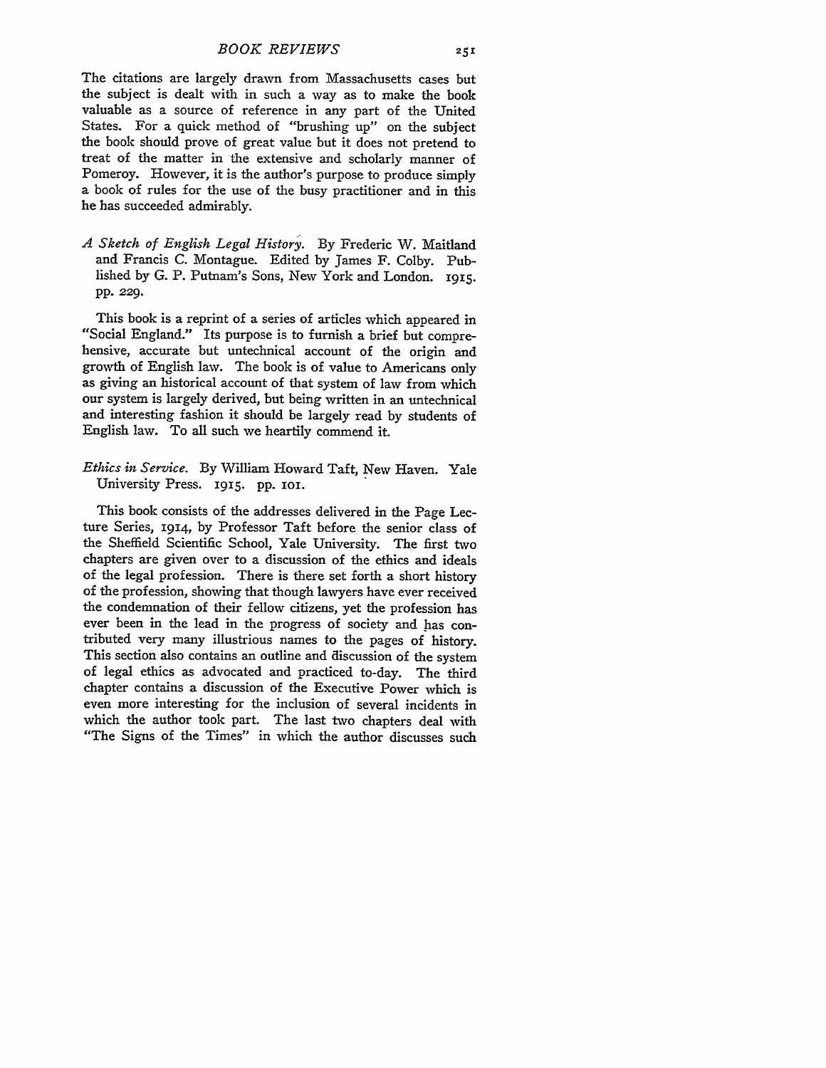The citations are largely drawn from Massachusetts cases but the subject is dealt with in such a way as to make the book valuable as a source of reference in any part of the United States. For a quick method of "brushing up" on the subject the book should prove of great value but it does not pretend to treat of the matter in the extensive and scholarly manner of Pomeroy. However, it is the author's purpose to produce simply a book of rules for the use of the busy practitioner and in this he has succeeded admirably.

*A Sketch of English Legal History.* By Frederic W. Maitland and Francis C. Montague. Edited by James F. Colby. Published by G. P. Putnam's Sons, New York and London. 1915. pp. 229.

This book is a reprint of a series of articles which appeared in "Social England." Its purpose is to furnish a brief but comprehensive, accurate but untechnical account of the origin and growth of English law. The book is of value to Americans only as giving an historical account of that system of law from which our system is largely derived, but being written in an untechnical and interesting fashion it should be largely read by students of English law. To all such we heartily commend it.

*Ethics in Service.* By William Howard Taft, New Haven. Yale University Press. 1915. pp. 101.

This book consists of the addresses delivered in the Page Lecture Series, 1914, by Professor Taft before the senior class of the Sheffield Scientific School, Yale University. The first two chapters are given over to a discussion of the ethics and ideals of the legal profession. There is there set forth a short history of the profession, showing that though lawyers have ever received the condemnation of their fellow citizens, yet the profession has ever been in the lead in the progress of society and has contributed very many illustrious names to the pages of history. This section also contains an outline and discussion of the system of legal ethics as advocated and practiced to-day. The third chapter contains a discussion of the Executive Power which is even more interesting for the inclusion of several incidents in which the author took part. The last two chapters deal with "The Signs of the Times" in which the author discusses such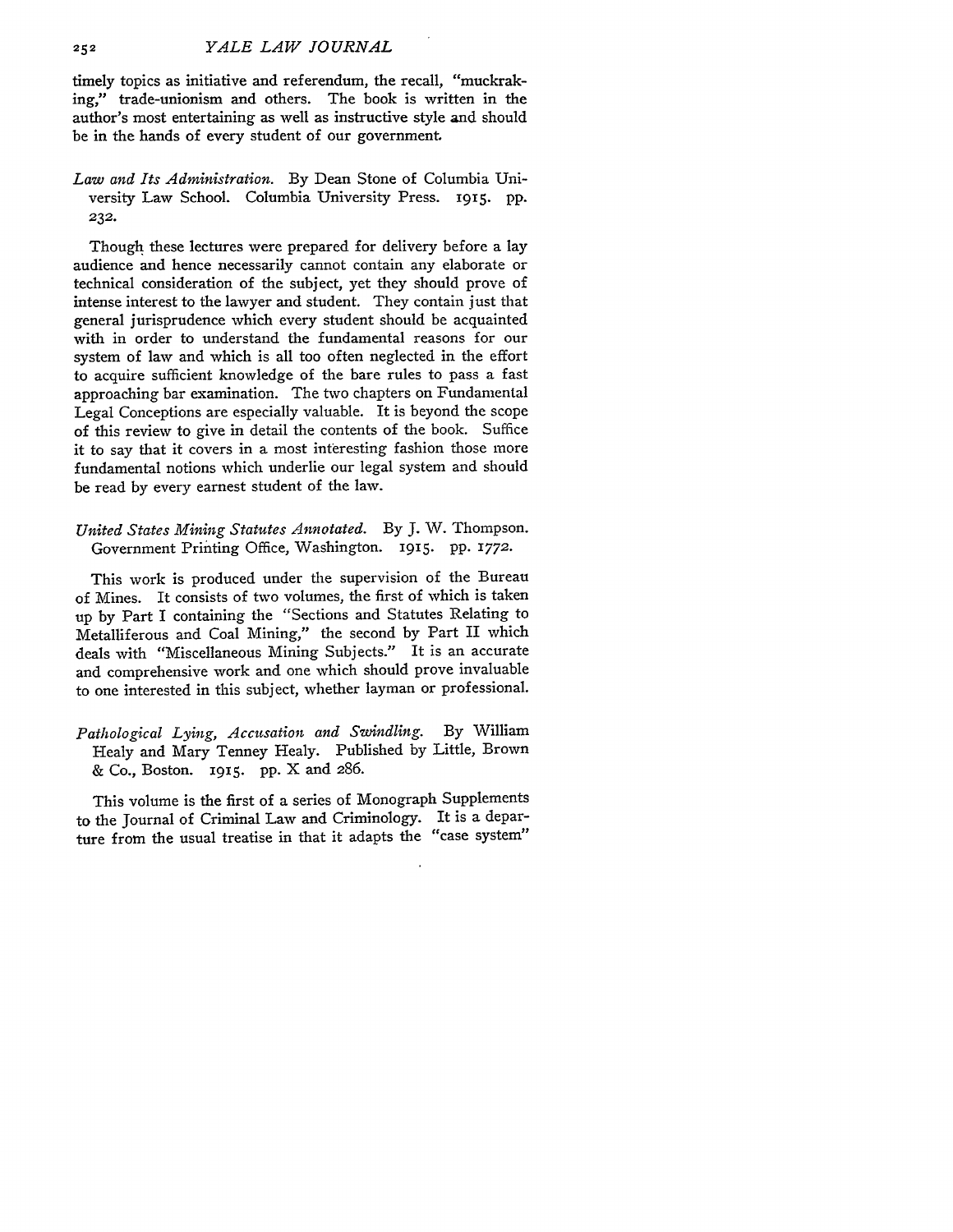timely topics as initiative and referendum, the recall, "muckraking," trade-unionism and others. The book is written in the author's most entertaining as well as instructive style and should be in the hands of every student of our government.

*Law and Its Administration.* By Dean Stone of Columbia University Law School. Columbia University Press. 1915. pp. 232.

Though these lectures were prepared for delivery before a lay audience and hence necessarily cannot contain any elaborate or technical consideration of the subject, yet they should prove of intense interest to the lawyer and student. They contain just that general jurisprudence which every student should be acquainted with in order to understand the fundamental reasons for our system of law and which is all too often neglected in the effort to acquire sufficient knowledge of the bare rules to pass a fast approaching bar examination. The two chapters on Fundamental Legal Conceptions are especially valuable. It is beyond the scope of this review to give in detail the contents of the book. Suffice it to say that it covers in a most interesting fashion those more fundamental notions which underlie our legal system and should be read by every earnest student of the law.

*United States Mining Statutes Annotated.* By J. W. Thompson. Government Printing Office, Washington. 1915. pp. 1772.

This work is produced under the supervision of the Bureau of Mines. It consists of two volumes, the first of which is taken up by Part I containing the "Sections and Statutes Relating to Metalliferous and Coal Mining," the second by Part II which deals with "Miscellaneous Mining Subjects." It is an accurate and comprehensive work and one which should prove invaluable to one interested in this subject, whether layman or professional.

*Pathological Lying, Accusation and Swindling.* By William Healy and Mary Tenney Healy. Published by Little, Brown & Co., Boston. 1915. pp. X and 286.

This volume is the first of a series of Monograph Supplements to the Journal of Criminal Law and Criminology. It is a departure from the usual treatise in that it adapts the "case system"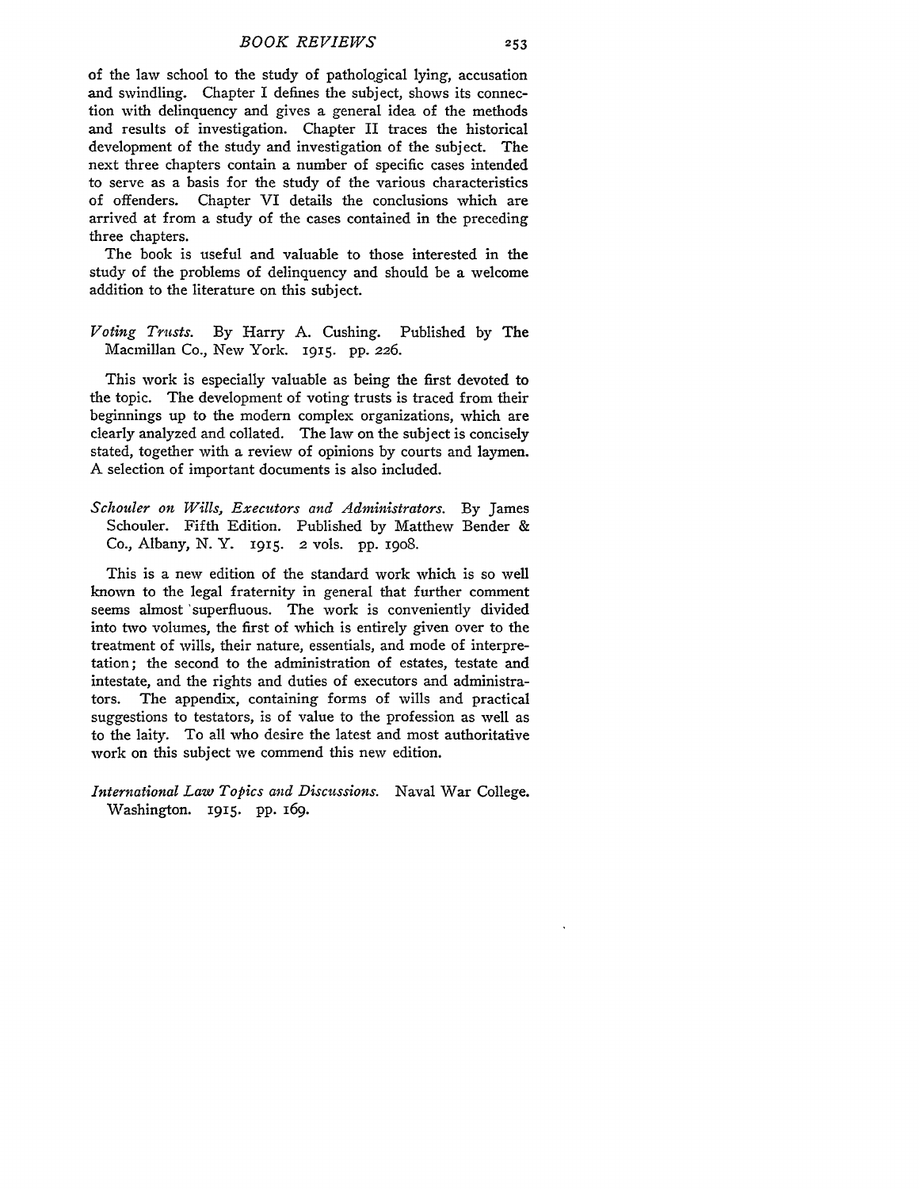of the law school to the study of pathological lying, accusation and swindling. Chapter I defines the subject, shows its connection with delinquency and gives a general idea of the methods and results of investigation. Chapter II traces the historical development of the study and investigation of the subject. The next three chapters contain a number of specific cases intended to serve as a basis for the study of the various characteristics of offenders. Chapter VI details the conclusions which are arrived at from a study of the cases contained in the preceding three chapters.

The book is useful and valuable to those interested in the study of the problems of delinquency and should be a welcome addition to the literature on this subject.

*Voting Trusts.* By Harry A. Cushing. Published by The Macmillan Co., New York. 1915. pp. 226.

This work is especially valuable as being the first devoted to the topic. The development of voting trusts is traced from their beginnings up to the modern complex organizations, which are clearly analyzed and collated. The law on the subject is concisely stated, together with a review of opinions by courts and laymen. A selection of important documents is also included.

*Schouler on Wills, Executors and Administrators.* By James Schouler. Fifth Edition. Published by Matthew Bender & Co., Albany, N. Y. 1915. 2 vols. pp. 1908.

This is a new edition of the standard work which is so well known to the legal fraternity in general that further comment seems almost superfluous. The work is conveniently divided into two volumes, the first of which is entirely given over to the treatment of wills, their nature, essentials, and mode of interpretation; the second to the administration of estates, testate and intestate, and the rights and duties of executors and administrators. The appendix, containing forms of wills and practical suggestions to testators, is of value to the profession as well as to the laity. To all who desire the latest and most authoritative work on this subject we commend this new edition.

*International Law Topics and Discussions.* Naval War College. Washington. 1915. pp. 169.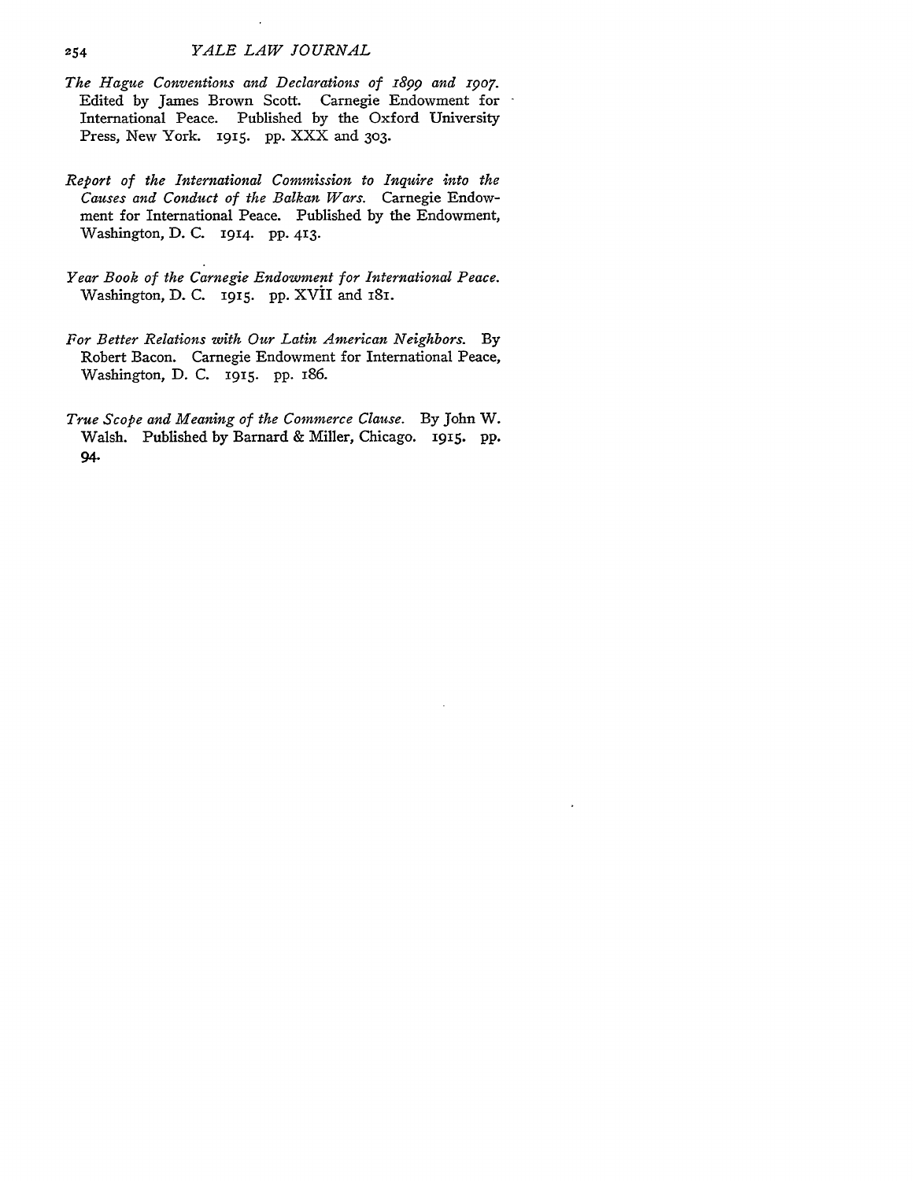*The Hague Conventions and Declarations of 1899 and 1907.* Edited by James Brown Scott. Carnegie Endowment for International Peace. Published by the Oxford University Press, New York. 1915. pp. XXX and 303.

*Report of the International Commission to Inquire into the Causes and Conduct of the Balkan Wars.* Carnegie Endowment for International Peace. Published by the Endowment, Washington, D. C. 1914. pp. 413.

*Year Book of the Carnegie Endowment for International Peace.* Washington, D. C. 1915. pp. XVII and 181.

*For Better Relations with Our Latin American Neighbors.* By Robert Bacon. Carnegie Endowment for International Peace, Washington, D. C. 1915. pp. 186.

*True Scope and Meaning of the Commerce Clause.* By John W. Walsh. Published by Barnard & Miller, Chicago. 1915. pp. 94.